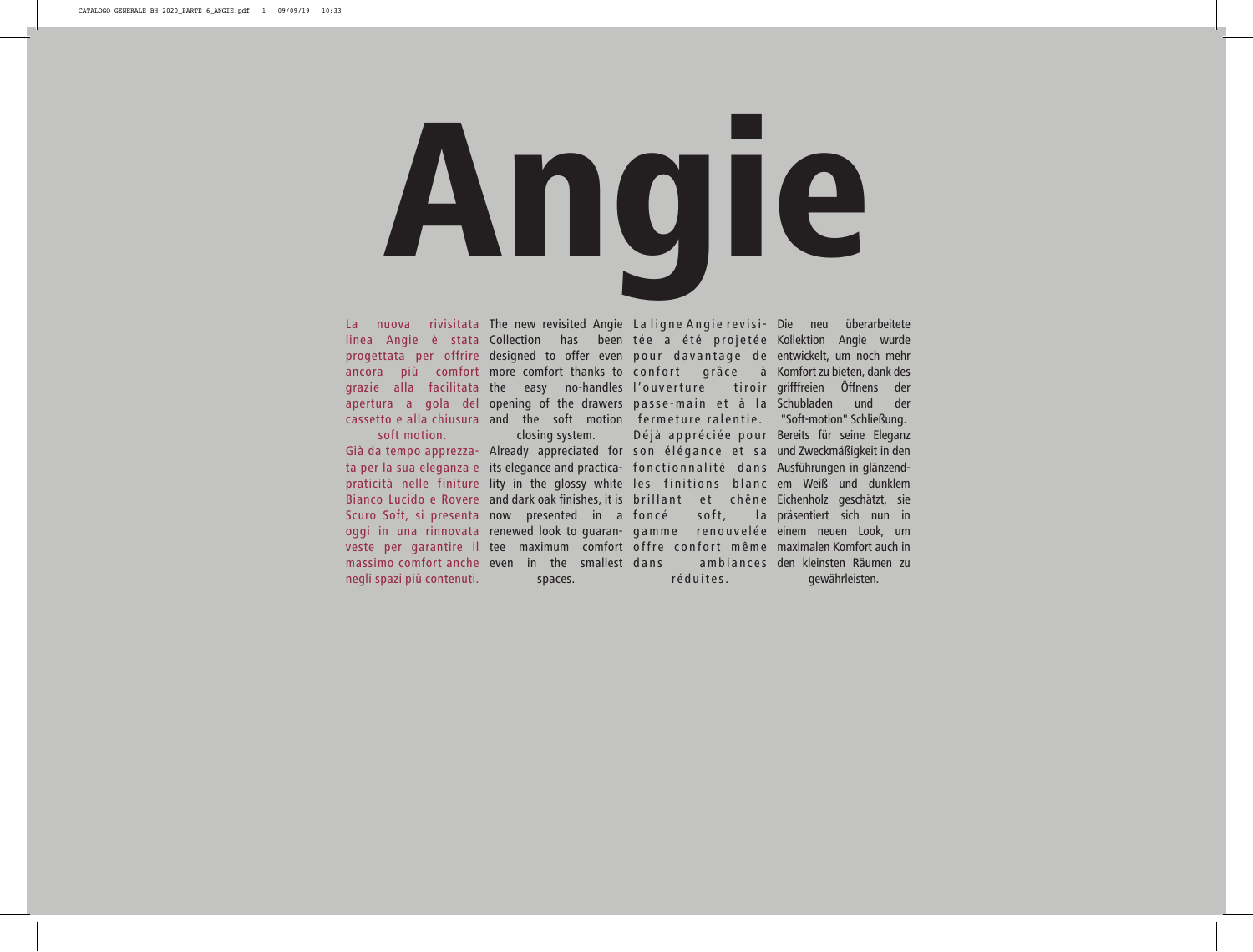# Angie

La nuova rivisitata linea Angie è stata progettata per offrire ancora più comfort grazie alla facilitata apertura a gola del cassetto e alla chiusura soft motion.
Già da tempo apprezzata per la sua eleganza e praticità nelle finiture Bianco Lucido e Rovere Scuro Soft, si presenta oggi in una rinnovata veste per garantire il massimo comfort anche negli spazi più contenuti.

The new revisited Angie Collection has been designed to offer even more comfort thanks to the easy no-handles opening of the drawers and the soft motion closing system.
Already appreciated for its elegance and practicality in the glossy white and dark oak finishes, it is now presented in a renewed look to guarantee maximum comfort even in the smallest spaces.

La ligne Angie revisitée a été projetée pour davantage de confort grâce à l'ouverture tiroir passe-main et à la fermeture ralentie.
Déjà appréciée pour son élégance et sa fonctionnalité dans les finitions blanc brillant et chêne foncé soft, la gamme renouvelée offre confort même dans ambiances réduites.

Die neu überarbeitete Kollektion Angie wurde entwickelt, um noch mehr Komfort zu bieten, dank des grifffreien Öffnens der Schubladen und der "Soft-motion" Schließung.
Bereits für seine Eleganz und Zweckmäßigkeit in den Ausführungen in glänzendem Weiß und dunklem Eichenholz geschätzt, sie präsentiert sich nun in einem neuen Look, um maximalen Komfort auch in den kleinsten Räumen zu gewährleisten.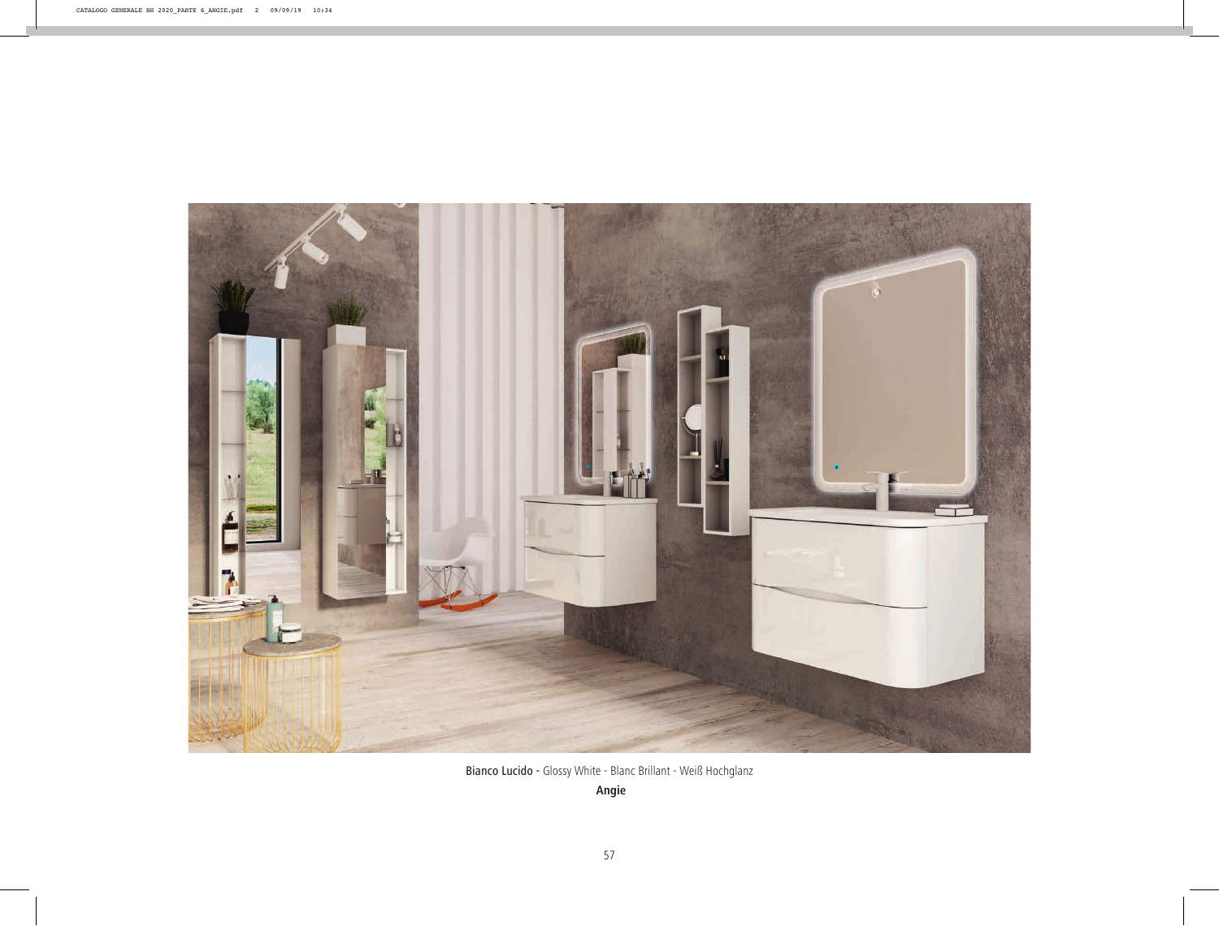**Bianco Lucido** - Glossy White - Blanc Brillant - Weiß Hochglanz

**Angie**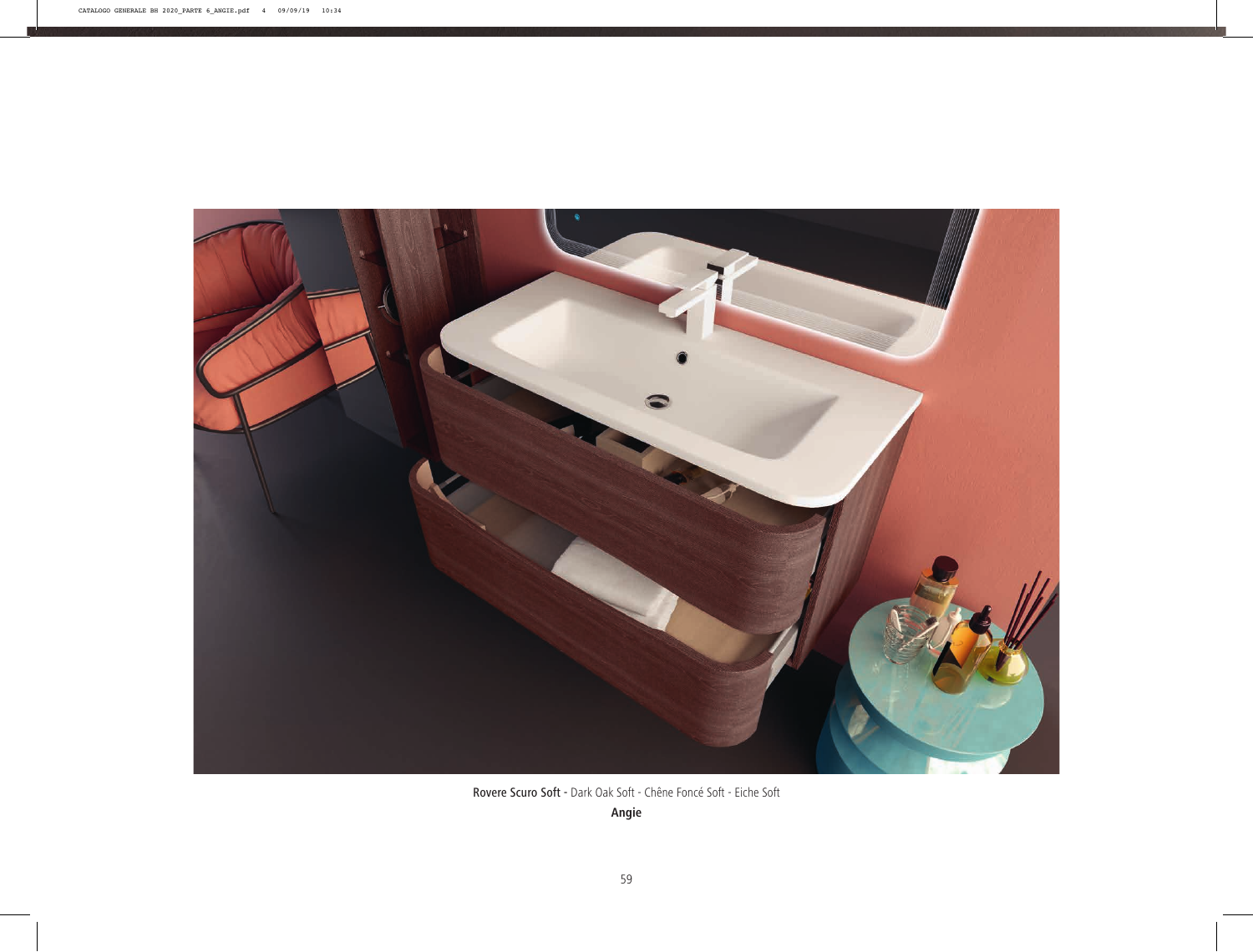**Rovere Scuro Soft** - Dark Oak Soft - Chêne Foncé Soft - Eiche Soft

**Angie**